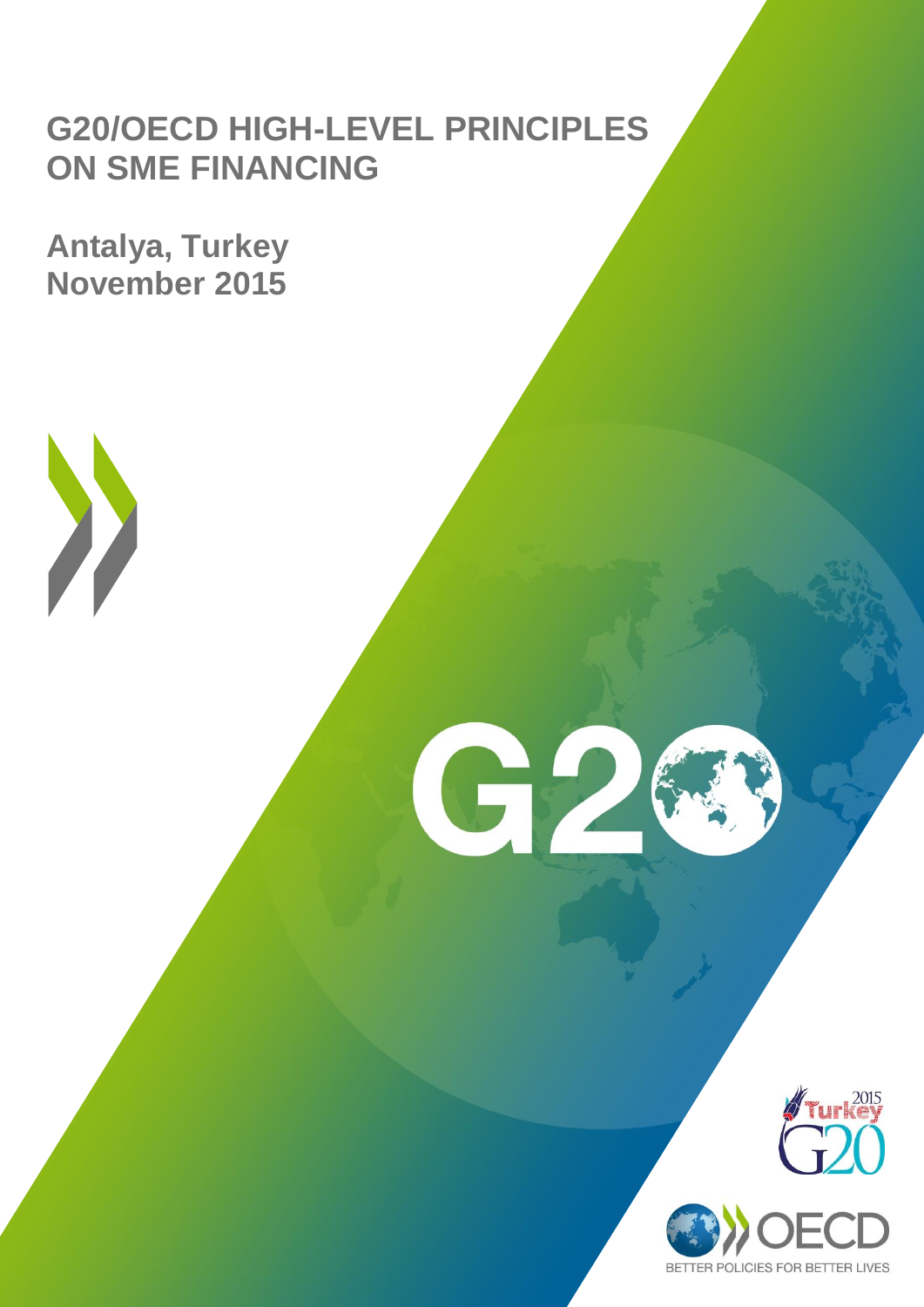# G20/OECD HIGH-LEVEL PRINCIPLES ON SME FINANCING

## Antalya, Turkey
## November 2015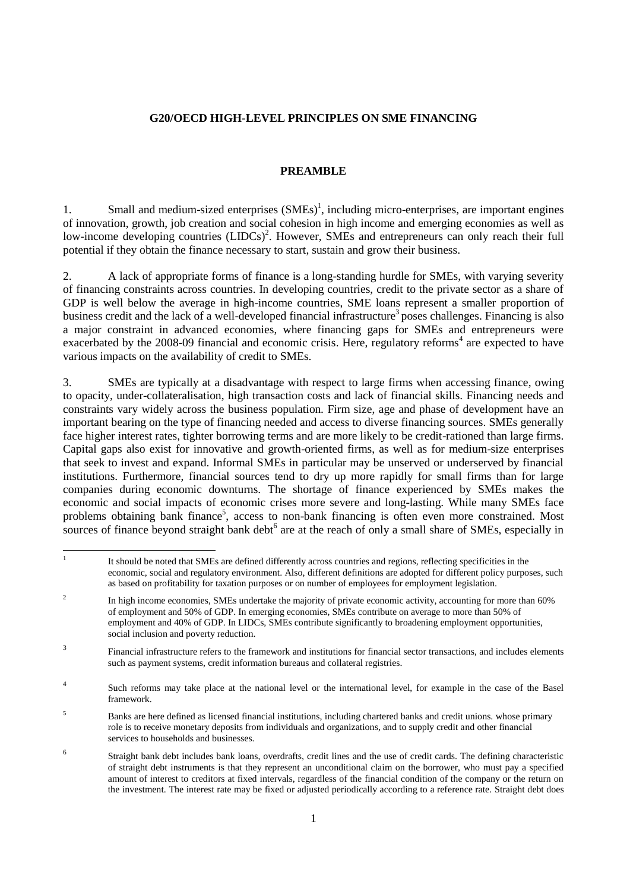**G20/OECD HIGH-LEVEL PRINCIPLES ON SME FINANCING**

**PREAMBLE**

1. Small and medium-sized enterprises (SMEs)[1], including micro-enterprises, are important engines of innovation, growth, job creation and social cohesion in high income and emerging economies as well as low-income developing countries (LIDCs)[2]. However, SMEs and entrepreneurs can only reach their full potential if they obtain the finance necessary to start, sustain and grow their business.

2. A lack of appropriate forms of finance is a long-standing hurdle for SMEs, with varying severity of financing constraints across countries. In developing countries, credit to the private sector as a share of GDP is well below the average in high-income countries, SME loans represent a smaller proportion of business credit and the lack of a well-developed financial infrastructure[3] poses challenges. Financing is also a major constraint in advanced economies, where financing gaps for SMEs and entrepreneurs were exacerbated by the 2008-09 financial and economic crisis. Here, regulatory reforms[4] are expected to have various impacts on the availability of credit to SMEs.

3. SMEs are typically at a disadvantage with respect to large firms when accessing finance, owing to opacity, under-collateralisation, high transaction costs and lack of financial skills. Financing needs and constraints vary widely across the business population. Firm size, age and phase of development have an important bearing on the type of financing needed and access to diverse financing sources. SMEs generally face higher interest rates, tighter borrowing terms and are more likely to be credit-rationed than large firms. Capital gaps also exist for innovative and growth-oriented firms, as well as for medium-size enterprises that seek to invest and expand. Informal SMEs in particular may be unserved or underserved by financial institutions. Furthermore, financial sources tend to dry up more rapidly for small firms than for large companies during economic downturns. The shortage of finance experienced by SMEs makes the economic and social impacts of economic crises more severe and long-lasting. While many SMEs face problems obtaining bank finance[5], access to non-bank financing is often even more constrained. Most sources of finance beyond straight bank debt[6] are at the reach of only a small share of SMEs, especially in

---

[1] It should be noted that SMEs are defined differently across countries and regions, reflecting specificities in the economic, social and regulatory environment. Also, different definitions are adopted for different policy purposes, such as based on profitability for taxation purposes or on number of employees for employment legislation.

[2] In high income economies, SMEs undertake the majority of private economic activity, accounting for more than 60% of employment and 50% of GDP. In emerging economies, SMEs contribute on average to more than 50% of employment and 40% of GDP. In LIDCs, SMEs contribute significantly to broadening employment opportunities, social inclusion and poverty reduction.

[3] Financial infrastructure refers to the framework and institutions for financial sector transactions, and includes elements such as payment systems, credit information bureaus and collateral registries.

[4] Such reforms may take place at the national level or the international level, for example in the case of the Basel framework.

[5] Banks are here defined as licensed financial institutions, including chartered banks and credit unions. whose primary role is to receive monetary deposits from individuals and organizations, and to supply credit and other financial services to households and businesses.

[6] Straight bank debt includes bank loans, overdrafts, credit lines and the use of credit cards. The defining characteristic of straight debt instruments is that they represent an unconditional claim on the borrower, who must pay a specified amount of interest to creditors at fixed intervals, regardless of the financial condition of the company or the return on the investment. The interest rate may be fixed or adjusted periodically according to a reference rate. Straight debt does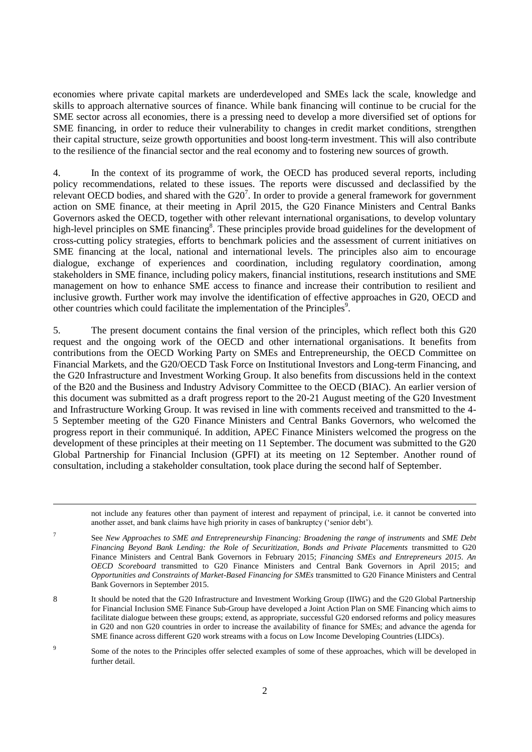economies where private capital markets are underdeveloped and SMEs lack the scale, knowledge and skills to approach alternative sources of finance. While bank financing will continue to be crucial for the SME sector across all economies, there is a pressing need to develop a more diversified set of options for SME financing, in order to reduce their vulnerability to changes in credit market conditions, strengthen their capital structure, seize growth opportunities and boost long-term investment. This will also contribute to the resilience of the financial sector and the real economy and to fostering new sources of growth.

4. In the context of its programme of work, the OECD has produced several reports, including policy recommendations, related to these issues. The reports were discussed and declassified by the relevant OECD bodies, and shared with the G20[7]. In order to provide a general framework for government action on SME finance, at their meeting in April 2015, the G20 Finance Ministers and Central Banks Governors asked the OECD, together with other relevant international organisations, to develop voluntary high-level principles on SME financing[8]. These principles provide broad guidelines for the development of cross-cutting policy strategies, efforts to benchmark policies and the assessment of current initiatives on SME financing at the local, national and international levels. The principles also aim to encourage dialogue, exchange of experiences and coordination, including regulatory coordination, among stakeholders in SME finance, including policy makers, financial institutions, research institutions and SME management on how to enhance SME access to finance and increase their contribution to resilient and inclusive growth. Further work may involve the identification of effective approaches in G20, OECD and other countries which could facilitate the implementation of the Principles[9].

5. The present document contains the final version of the principles, which reflect both this G20 request and the ongoing work of the OECD and other international organisations. It benefits from contributions from the OECD Working Party on SMEs and Entrepreneurship, the OECD Committee on Financial Markets, and the G20/OECD Task Force on Institutional Investors and Long-term Financing, and the G20 Infrastructure and Investment Working Group. It also benefits from discussions held in the context of the B20 and the Business and Industry Advisory Committee to the OECD (BIAC). An earlier version of this document was submitted as a draft progress report to the 20-21 August meeting of the G20 Investment and Infrastructure Working Group. It was revised in line with comments received and transmitted to the 4-5 September meeting of the G20 Finance Ministers and Central Banks Governors, who welcomed the progress report in their communiqué. In addition, APEC Finance Ministers welcomed the progress on the development of these principles at their meeting on 11 September. The document was submitted to the G20 Global Partnership for Financial Inclusion (GPFI) at its meeting on 12 September. Another round of consultation, including a stakeholder consultation, took place during the second half of September.

---

not include any features other than payment of interest and repayment of principal, i.e. it cannot be converted into another asset, and bank claims have high priority in cases of bankruptcy ('senior debt').

[7] See *New Approaches to SME and Entrepreneurship Financing: Broadening the range of instruments* and *SME Debt Financing Beyond Bank Lending: the Role of Securitization, Bonds and Private Placements* transmitted to G20 Finance Ministers and Central Bank Governors in February 2015; *Financing SMEs and Entrepreneurs 2015. An OECD Scoreboard* transmitted to G20 Finance Ministers and Central Bank Governors in April 2015; and *Opportunities and Constraints of Market-Based Financing for SMEs* transmitted to G20 Finance Ministers and Central Bank Governors in September 2015.

[8] It should be noted that the G20 Infrastructure and Investment Working Group (IIWG) and the G20 Global Partnership for Financial Inclusion SME Finance Sub-Group have developed a Joint Action Plan on SME Financing which aims to facilitate dialogue between these groups; extend, as appropriate, successful G20 endorsed reforms and policy measures in G20 and non G20 countries in order to increase the availability of finance for SMEs; and advance the agenda for SME finance across different G20 work streams with a focus on Low Income Developing Countries (LIDCs).

[9] Some of the notes to the Principles offer selected examples of some of these approaches, which will be developed in further detail.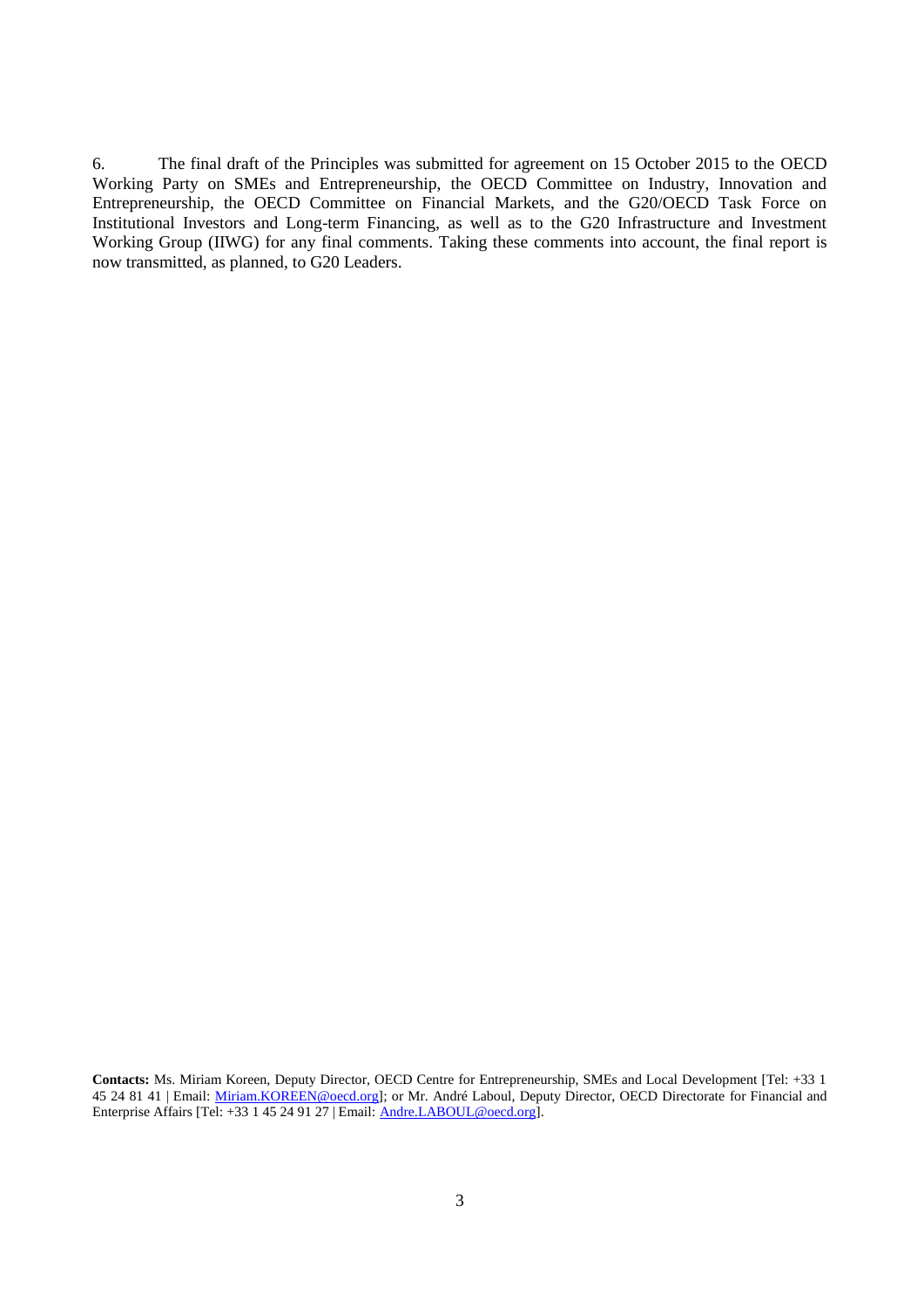6. The final draft of the Principles was submitted for agreement on 15 October 2015 to the OECD Working Party on SMEs and Entrepreneurship, the OECD Committee on Industry, Innovation and Entrepreneurship, the OECD Committee on Financial Markets, and the G20/OECD Task Force on Institutional Investors and Long-term Financing, as well as to the G20 Infrastructure and Investment Working Group (IIWG) for any final comments. Taking these comments into account, the final report is now transmitted, as planned, to G20 Leaders.

**Contacts:** Ms. Miriam Koreen, Deputy Director, OECD Centre for Entrepreneurship, SMEs and Local Development [Tel: +33 1 45 24 81 41 | Email: Miriam.KOREEN@oecd.org]; or Mr. André Laboul, Deputy Director, OECD Directorate for Financial and Enterprise Affairs [Tel: +33 1 45 24 91 27 | Email: Andre.LABOUL@oecd.org].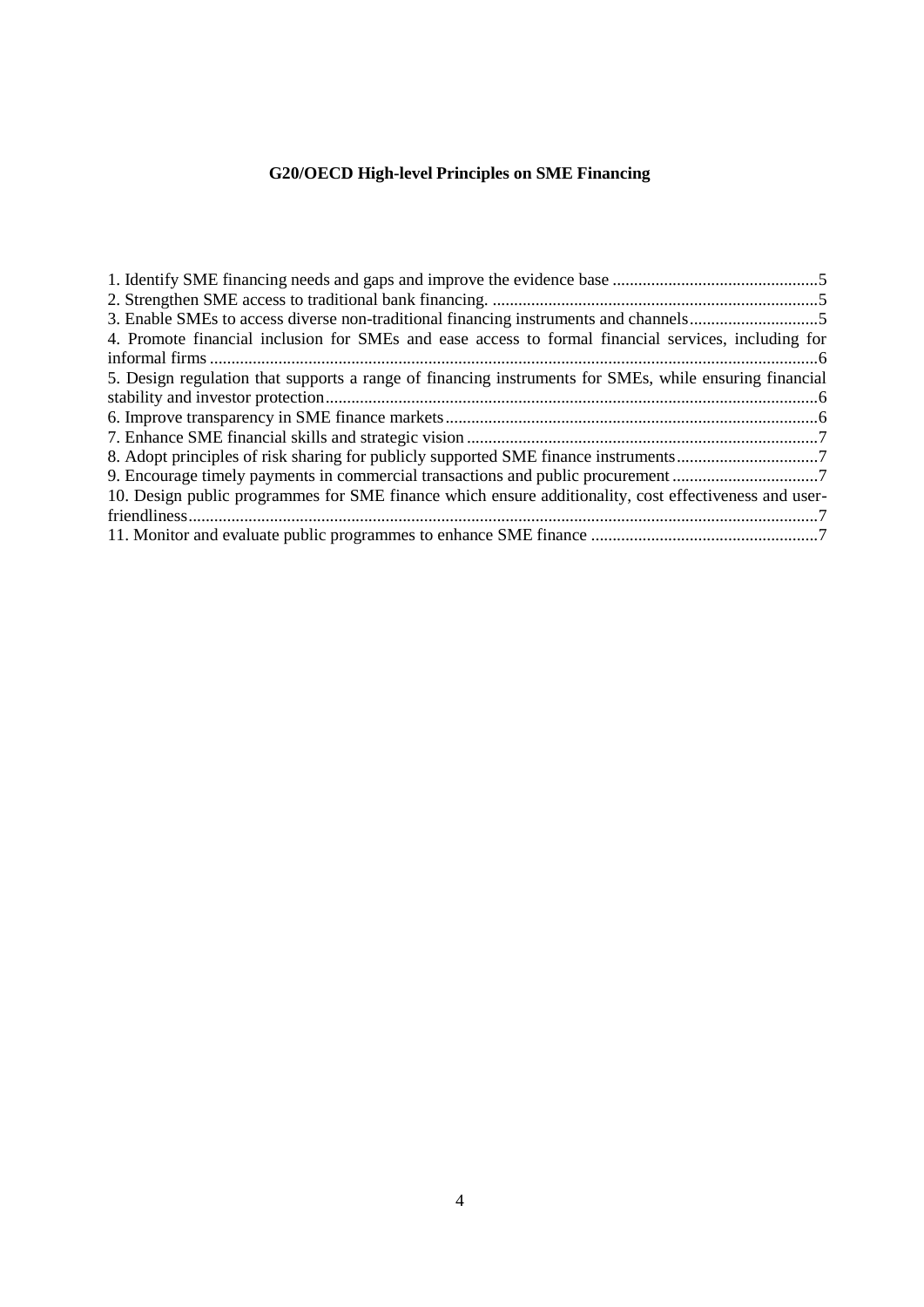**G20/OECD High-level Principles on SME Financing**

1. Identify SME financing needs and gaps and improve the evidence base ....................................5
2. Strengthen SME access to traditional bank financing. ....................................5
3. Enable SMEs to access diverse non-traditional financing instruments and channels....................................5
4. Promote financial inclusion for SMEs and ease access to formal financial services, including for informal firms ....................................6
5. Design regulation that supports a range of financing instruments for SMEs, while ensuring financial stability and investor protection....................................6
6. Improve transparency in SME finance markets....................................6
7. Enhance SME financial skills and strategic vision ....................................7
8. Adopt principles of risk sharing for publicly supported SME finance instruments....................................7
9. Encourage timely payments in commercial transactions and public procurement ....................................7
10. Design public programmes for SME finance which ensure additionality, cost effectiveness and user-friendliness....................................7
11. Monitor and evaluate public programmes to enhance SME finance ....................................7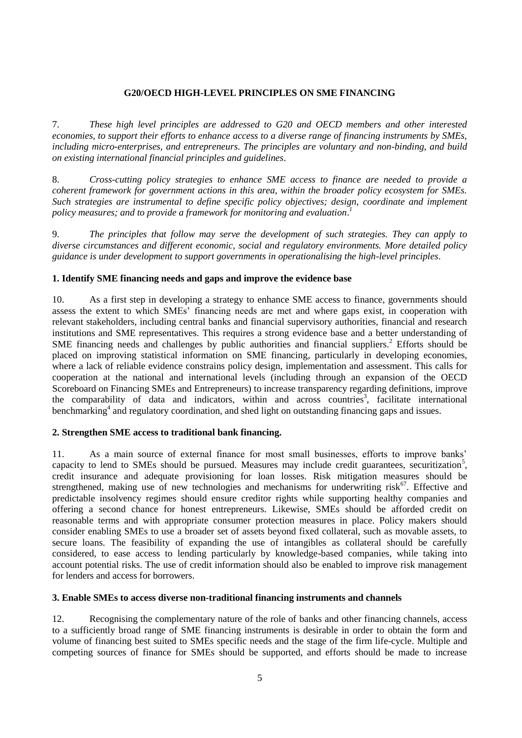**G20/OECD HIGH-LEVEL PRINCIPLES ON SME FINANCING**

7. *These high level principles are addressed to G20 and OECD members and other interested economies, to support their efforts to enhance access to a diverse range of financing instruments by SMEs, including micro-enterprises, and entrepreneurs. The principles are voluntary and non-binding, and build on existing international financial principles and guidelines*.

8. *Cross-cutting policy strategies to enhance SME access to finance are needed to provide a coherent framework for government actions in this area, within the broader policy ecosystem for SMEs. Such strategies are instrumental to define specific policy objectives; design, coordinate and implement policy measures; and to provide a framework for monitoring and evaluation*.[1]

9. *The principles that follow may serve the development of such strategies. They can apply to diverse circumstances and different economic, social and regulatory environments. More detailed policy guidance is under development to support governments in operationalising the high-level principles*.

**1. Identify SME financing needs and gaps and improve the evidence base**

10. As a first step in developing a strategy to enhance SME access to finance, governments should assess the extent to which SMEs' financing needs are met and where gaps exist, in cooperation with relevant stakeholders, including central banks and financial supervisory authorities, financial and research institutions and SME representatives. This requires a strong evidence base and a better understanding of SME financing needs and challenges by public authorities and financial suppliers.[2] Efforts should be placed on improving statistical information on SME financing, particularly in developing economies, where a lack of reliable evidence constrains policy design, implementation and assessment. This calls for cooperation at the national and international levels (including through an expansion of the OECD Scoreboard on Financing SMEs and Entrepreneurs) to increase transparency regarding definitions, improve the comparability of data and indicators, within and across countries[3], facilitate international benchmarking[4] and regulatory coordination, and shed light on outstanding financing gaps and issues.

**2. Strengthen SME access to traditional bank financing.**

11. As a main source of external finance for most small businesses, efforts to improve banks' capacity to lend to SMEs should be pursued. Measures may include credit guarantees, securitization[5], credit insurance and adequate provisioning for loan losses. Risk mitigation measures should be strengthened, making use of new technologies and mechanisms for underwriting risk[6,7]. Effective and predictable insolvency regimes should ensure creditor rights while supporting healthy companies and offering a second chance for honest entrepreneurs. Likewise, SMEs should be afforded credit on reasonable terms and with appropriate consumer protection measures in place. Policy makers should consider enabling SMEs to use a broader set of assets beyond fixed collateral, such as movable assets, to secure loans. The feasibility of expanding the use of intangibles as collateral should be carefully considered, to ease access to lending particularly by knowledge-based companies, while taking into account potential risks. The use of credit information should also be enabled to improve risk management for lenders and access for borrowers.

**3. Enable SMEs to access diverse non-traditional financing instruments and channels**

12. Recognising the complementary nature of the role of banks and other financing channels, access to a sufficiently broad range of SME financing instruments is desirable in order to obtain the form and volume of financing best suited to SMEs specific needs and the stage of the firm life-cycle. Multiple and competing sources of finance for SMEs should be supported, and efforts should be made to increase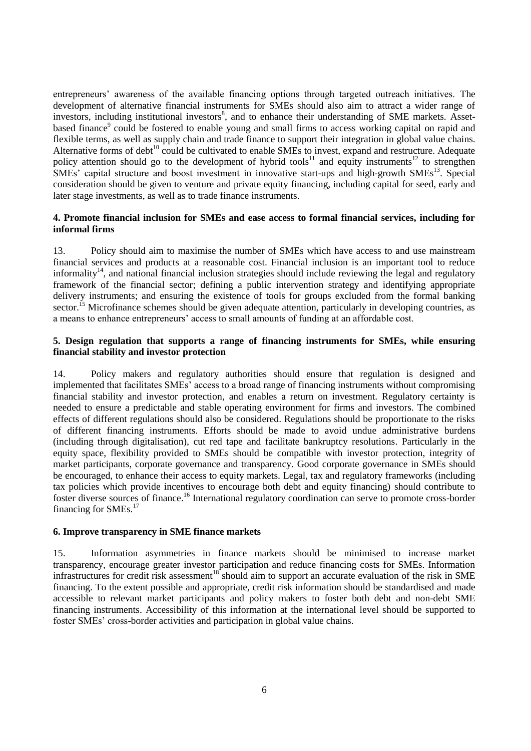entrepreneurs' awareness of the available financing options through targeted outreach initiatives. The development of alternative financial instruments for SMEs should also aim to attract a wider range of investors, including institutional investors[8], and to enhance their understanding of SME markets. Asset-based finance[9] could be fostered to enable young and small firms to access working capital on rapid and flexible terms, as well as supply chain and trade finance to support their integration in global value chains. Alternative forms of debt[10] could be cultivated to enable SMEs to invest, expand and restructure. Adequate policy attention should go to the development of hybrid tools[11] and equity instruments[12] to strengthen SMEs' capital structure and boost investment in innovative start-ups and high-growth SMEs[13]. Special consideration should be given to venture and private equity financing, including capital for seed, early and later stage investments, as well as to trade finance instruments.

**4. Promote financial inclusion for SMEs and ease access to formal financial services, including for informal firms**

13. Policy should aim to maximise the number of SMEs which have access to and use mainstream financial services and products at a reasonable cost. Financial inclusion is an important tool to reduce informality[14], and national financial inclusion strategies should include reviewing the legal and regulatory framework of the financial sector; defining a public intervention strategy and identifying appropriate delivery instruments; and ensuring the existence of tools for groups excluded from the formal banking sector.[15] Microfinance schemes should be given adequate attention, particularly in developing countries, as a means to enhance entrepreneurs' access to small amounts of funding at an affordable cost.

**5. Design regulation that supports a range of financing instruments for SMEs, while ensuring financial stability and investor protection**

14. Policy makers and regulatory authorities should ensure that regulation is designed and implemented that facilitates SMEs' access to a broad range of financing instruments without compromising financial stability and investor protection, and enables a return on investment. Regulatory certainty is needed to ensure a predictable and stable operating environment for firms and investors. The combined effects of different regulations should also be considered. Regulations should be proportionate to the risks of different financing instruments. Efforts should be made to avoid undue administrative burdens (including through digitalisation), cut red tape and facilitate bankruptcy resolutions. Particularly in the equity space, flexibility provided to SMEs should be compatible with investor protection, integrity of market participants, corporate governance and transparency. Good corporate governance in SMEs should be encouraged, to enhance their access to equity markets. Legal, tax and regulatory frameworks (including tax policies which provide incentives to encourage both debt and equity financing) should contribute to foster diverse sources of finance.[16] International regulatory coordination can serve to promote cross-border financing for SMEs.[17]

**6. Improve transparency in SME finance markets**

15. Information asymmetries in finance markets should be minimised to increase market transparency, encourage greater investor participation and reduce financing costs for SMEs. Information infrastructures for credit risk assessment[18] should aim to support an accurate evaluation of the risk in SME financing. To the extent possible and appropriate, credit risk information should be standardised and made accessible to relevant market participants and policy makers to foster both debt and non-debt SME financing instruments. Accessibility of this information at the international level should be supported to foster SMEs' cross-border activities and participation in global value chains.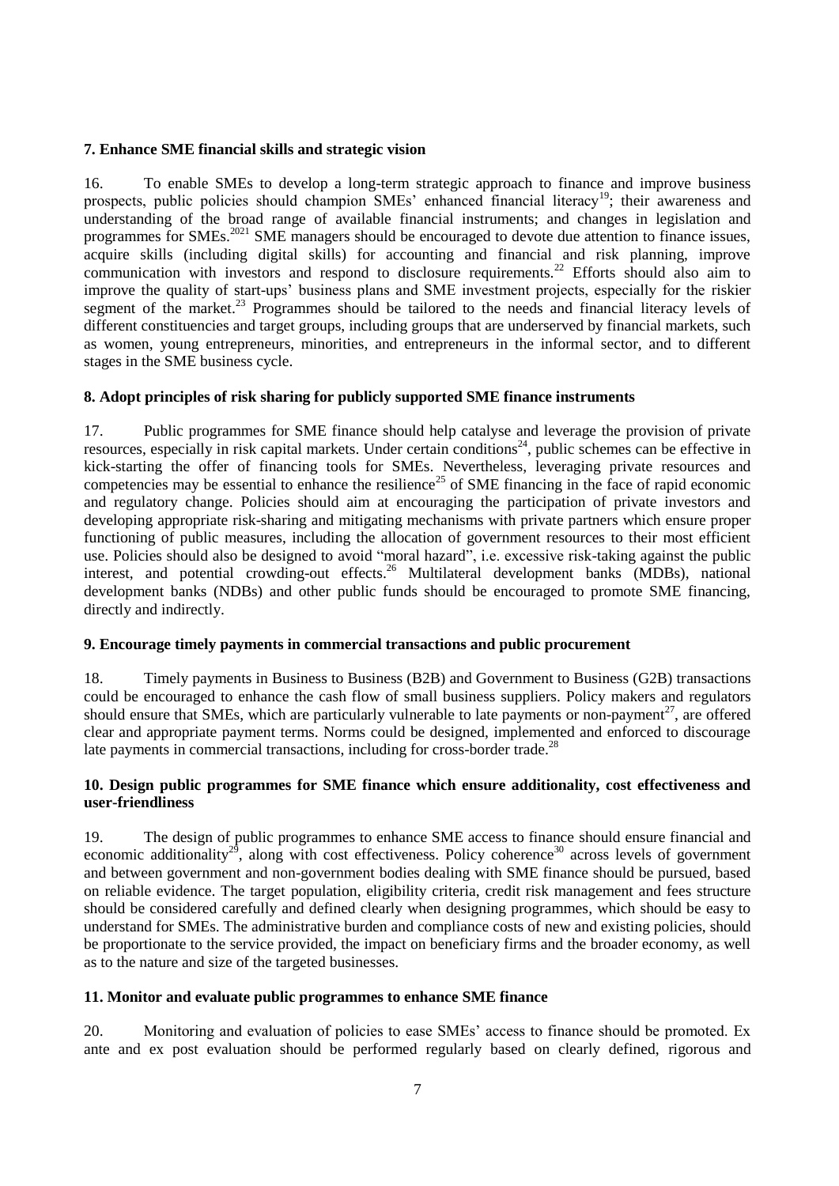### 7. Enhance SME financial skills and strategic vision

16. To enable SMEs to develop a long-term strategic approach to finance and improve business prospects, public policies should champion SMEs' enhanced financial literacy[19]; their awareness and understanding of the broad range of available financial instruments; and changes in legislation and programmes for SMEs.[20][21] SME managers should be encouraged to devote due attention to finance issues, acquire skills (including digital skills) for accounting and financial and risk planning, improve communication with investors and respond to disclosure requirements.[22] Efforts should also aim to improve the quality of start-ups' business plans and SME investment projects, especially for the riskier segment of the market.[23] Programmes should be tailored to the needs and financial literacy levels of different constituencies and target groups, including groups that are underserved by financial markets, such as women, young entrepreneurs, minorities, and entrepreneurs in the informal sector, and to different stages in the SME business cycle.

### 8. Adopt principles of risk sharing for publicly supported SME finance instruments

17. Public programmes for SME finance should help catalyse and leverage the provision of private resources, especially in risk capital markets. Under certain conditions[24], public schemes can be effective in kick-starting the offer of financing tools for SMEs. Nevertheless, leveraging private resources and competencies may be essential to enhance the resilience[25] of SME financing in the face of rapid economic and regulatory change. Policies should aim at encouraging the participation of private investors and developing appropriate risk-sharing and mitigating mechanisms with private partners which ensure proper functioning of public measures, including the allocation of government resources to their most efficient use. Policies should also be designed to avoid "moral hazard", i.e. excessive risk-taking against the public interest, and potential crowding-out effects.[26] Multilateral development banks (MDBs), national development banks (NDBs) and other public funds should be encouraged to promote SME financing, directly and indirectly.

### 9. Encourage timely payments in commercial transactions and public procurement

18. Timely payments in Business to Business (B2B) and Government to Business (G2B) transactions could be encouraged to enhance the cash flow of small business suppliers. Policy makers and regulators should ensure that SMEs, which are particularly vulnerable to late payments or non-payment[27], are offered clear and appropriate payment terms. Norms could be designed, implemented and enforced to discourage late payments in commercial transactions, including for cross-border trade.[28]

### 10. Design public programmes for SME finance which ensure additionality, cost effectiveness and user-friendliness

19. The design of public programmes to enhance SME access to finance should ensure financial and economic additionality[29], along with cost effectiveness. Policy coherence[30] across levels of government and between government and non-government bodies dealing with SME finance should be pursued, based on reliable evidence. The target population, eligibility criteria, credit risk management and fees structure should be considered carefully and defined clearly when designing programmes, which should be easy to understand for SMEs. The administrative burden and compliance costs of new and existing policies, should be proportionate to the service provided, the impact on beneficiary firms and the broader economy, as well as to the nature and size of the targeted businesses.

### 11. Monitor and evaluate public programmes to enhance SME finance

20. Monitoring and evaluation of policies to ease SMEs' access to finance should be promoted. Ex ante and ex post evaluation should be performed regularly based on clearly defined, rigorous and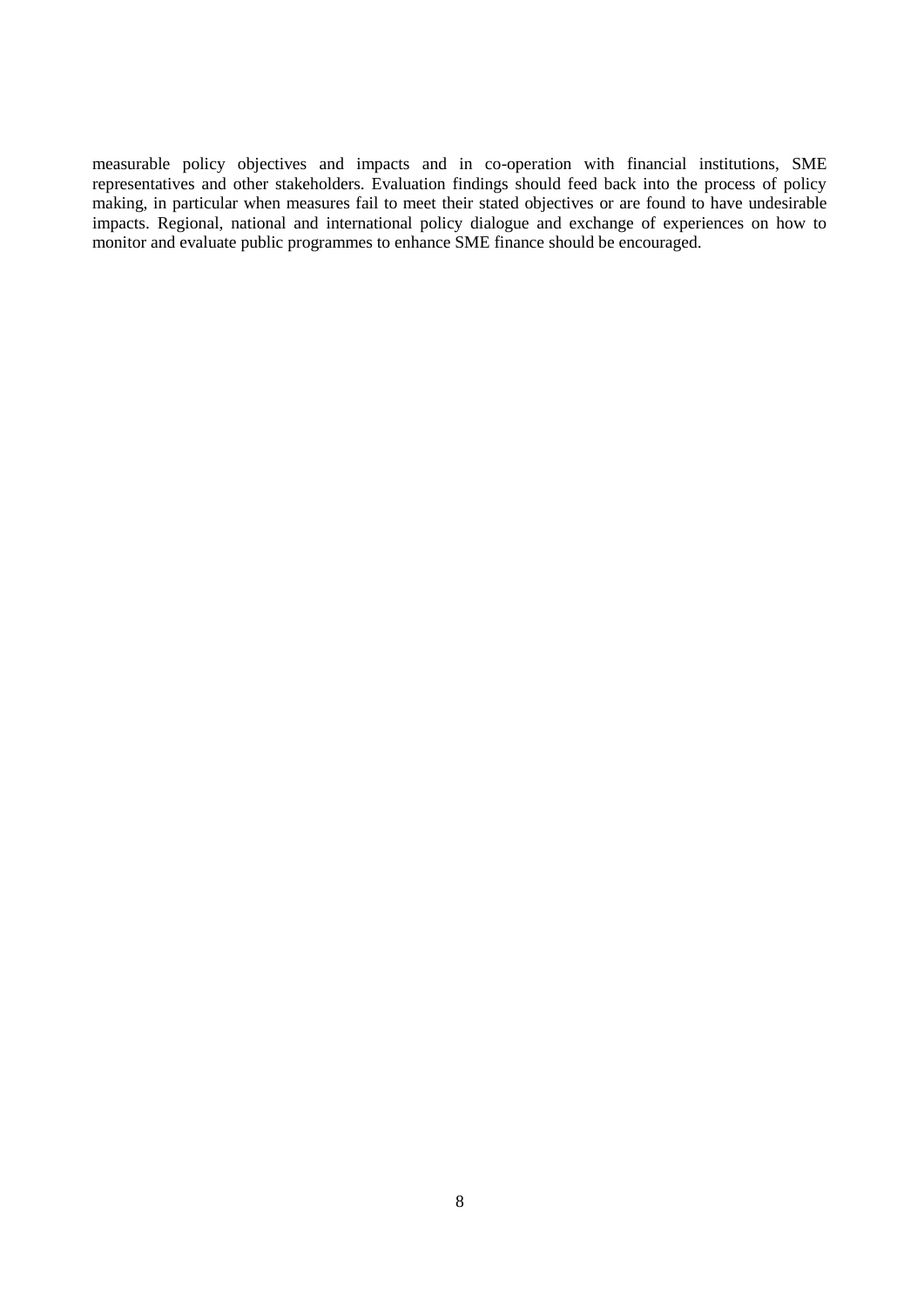measurable policy objectives and impacts and in co-operation with financial institutions, SME representatives and other stakeholders. Evaluation findings should feed back into the process of policy making, in particular when measures fail to meet their stated objectives or are found to have undesirable impacts. Regional, national and international policy dialogue and exchange of experiences on how to monitor and evaluate public programmes to enhance SME finance should be encouraged.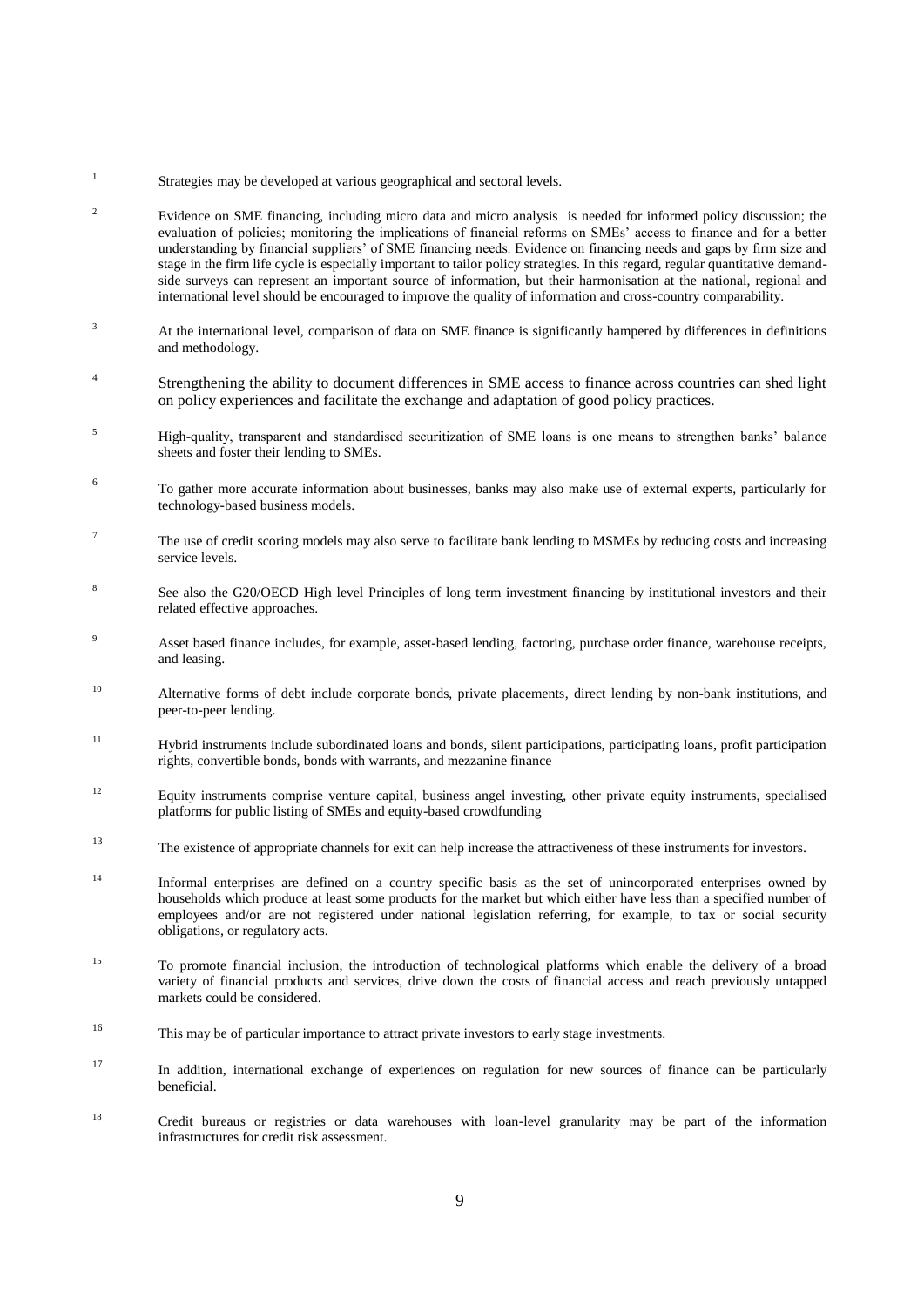[1] Strategies may be developed at various geographical and sectoral levels.

[2] Evidence on SME financing, including micro data and micro analysis is needed for informed policy discussion; the evaluation of policies; monitoring the implications of financial reforms on SMEs' access to finance and for a better understanding by financial suppliers' of SME financing needs. Evidence on financing needs and gaps by firm size and stage in the firm life cycle is especially important to tailor policy strategies. In this regard, regular quantitative demand-side surveys can represent an important source of information, but their harmonisation at the national, regional and international level should be encouraged to improve the quality of information and cross-country comparability.

[3] At the international level, comparison of data on SME finance is significantly hampered by differences in definitions and methodology.

[4] Strengthening the ability to document differences in SME access to finance across countries can shed light on policy experiences and facilitate the exchange and adaptation of good policy practices.

[5] High-quality, transparent and standardised securitization of SME loans is one means to strengthen banks' balance sheets and foster their lending to SMEs.

[6] To gather more accurate information about businesses, banks may also make use of external experts, particularly for technology-based business models.

[7] The use of credit scoring models may also serve to facilitate bank lending to MSMEs by reducing costs and increasing service levels.

[8] See also the G20/OECD High level Principles of long term investment financing by institutional investors and their related effective approaches.

[9] Asset based finance includes, for example, asset-based lending, factoring, purchase order finance, warehouse receipts, and leasing.

[10] Alternative forms of debt include corporate bonds, private placements, direct lending by non-bank institutions, and peer-to-peer lending.

[11] Hybrid instruments include subordinated loans and bonds, silent participations, participating loans, profit participation rights, convertible bonds, bonds with warrants, and mezzanine finance

[12] Equity instruments comprise venture capital, business angel investing, other private equity instruments, specialised platforms for public listing of SMEs and equity-based crowdfunding

[13] The existence of appropriate channels for exit can help increase the attractiveness of these instruments for investors.

[14] Informal enterprises are defined on a country specific basis as the set of unincorporated enterprises owned by households which produce at least some products for the market but which either have less than a specified number of employees and/or are not registered under national legislation referring, for example, to tax or social security obligations, or regulatory acts.

[15] To promote financial inclusion, the introduction of technological platforms which enable the delivery of a broad variety of financial products and services, drive down the costs of financial access and reach previously untapped markets could be considered.

[16] This may be of particular importance to attract private investors to early stage investments.

[17] In addition, international exchange of experiences on regulation for new sources of finance can be particularly beneficial.

[18] Credit bureaus or registries or data warehouses with loan-level granularity may be part of the information infrastructures for credit risk assessment.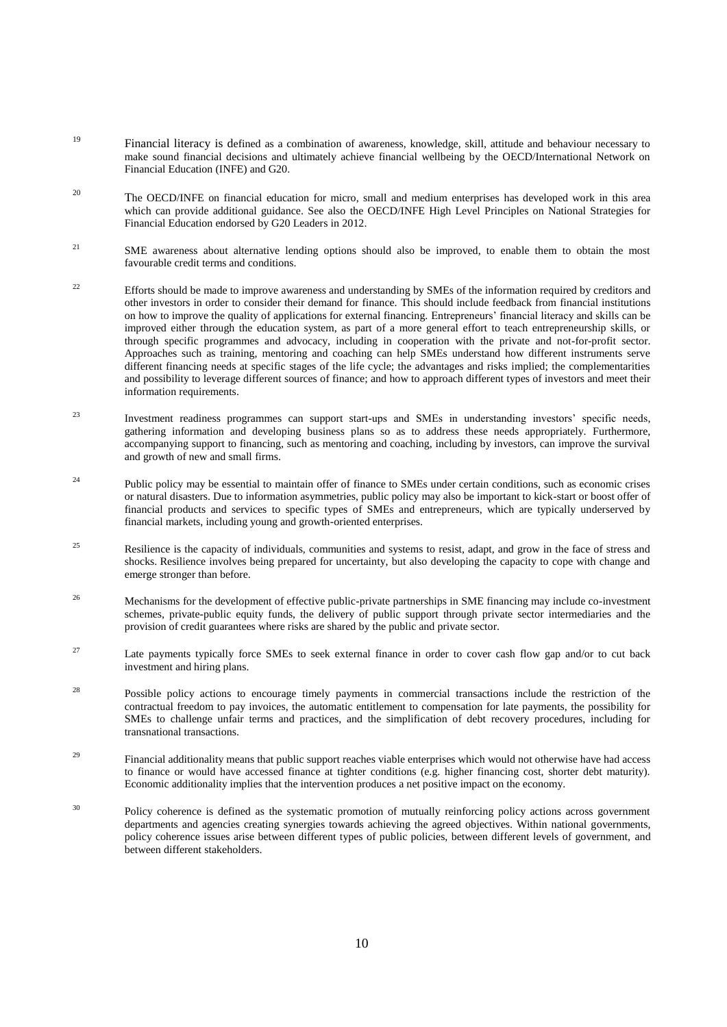[19] Financial literacy is defined as a combination of awareness, knowledge, skill, attitude and behaviour necessary to make sound financial decisions and ultimately achieve financial wellbeing by the OECD/International Network on Financial Education (INFE) and G20.

[20] The OECD/INFE on financial education for micro, small and medium enterprises has developed work in this area which can provide additional guidance. See also the OECD/INFE High Level Principles on National Strategies for Financial Education endorsed by G20 Leaders in 2012.

[21] SME awareness about alternative lending options should also be improved, to enable them to obtain the most favourable credit terms and conditions.

[22] Efforts should be made to improve awareness and understanding by SMEs of the information required by creditors and other investors in order to consider their demand for finance. This should include feedback from financial institutions on how to improve the quality of applications for external financing. Entrepreneurs' financial literacy and skills can be improved either through the education system, as part of a more general effort to teach entrepreneurship skills, or through specific programmes and advocacy, including in cooperation with the private and not-for-profit sector. Approaches such as training, mentoring and coaching can help SMEs understand how different instruments serve different financing needs at specific stages of the life cycle; the advantages and risks implied; the complementarities and possibility to leverage different sources of finance; and how to approach different types of investors and meet their information requirements.

[23] Investment readiness programmes can support start-ups and SMEs in understanding investors' specific needs, gathering information and developing business plans so as to address these needs appropriately. Furthermore, accompanying support to financing, such as mentoring and coaching, including by investors, can improve the survival and growth of new and small firms.

[24] Public policy may be essential to maintain offer of finance to SMEs under certain conditions, such as economic crises or natural disasters. Due to information asymmetries, public policy may also be important to kick-start or boost offer of financial products and services to specific types of SMEs and entrepreneurs, which are typically underserved by financial markets, including young and growth-oriented enterprises.

[25] Resilience is the capacity of individuals, communities and systems to resist, adapt, and grow in the face of stress and shocks. Resilience involves being prepared for uncertainty, but also developing the capacity to cope with change and emerge stronger than before.

[26] Mechanisms for the development of effective public-private partnerships in SME financing may include co-investment schemes, private-public equity funds, the delivery of public support through private sector intermediaries and the provision of credit guarantees where risks are shared by the public and private sector.

[27] Late payments typically force SMEs to seek external finance in order to cover cash flow gap and/or to cut back investment and hiring plans.

[28] Possible policy actions to encourage timely payments in commercial transactions include the restriction of the contractual freedom to pay invoices, the automatic entitlement to compensation for late payments, the possibility for SMEs to challenge unfair terms and practices, and the simplification of debt recovery procedures, including for transnational transactions.

[29] Financial additionality means that public support reaches viable enterprises which would not otherwise have had access to finance or would have accessed finance at tighter conditions (e.g. higher financing cost, shorter debt maturity). Economic additionality implies that the intervention produces a net positive impact on the economy.

[30] Policy coherence is defined as the systematic promotion of mutually reinforcing policy actions across government departments and agencies creating synergies towards achieving the agreed objectives. Within national governments, policy coherence issues arise between different types of public policies, between different levels of government, and between different stakeholders.